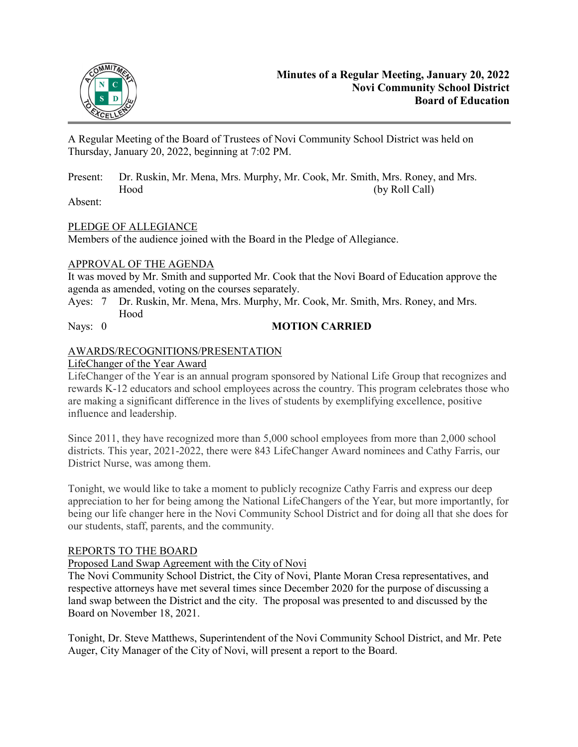**Minutes of a Regular Meeting, January 20, 2022**
**Novi Community School District**
**Board of Education**

A Regular Meeting of the Board of Trustees of Novi Community School District was held on Thursday, January 20, 2022, beginning at 7:02 PM.

Present: Dr. Ruskin, Mr. Mena, Mrs. Murphy, Mr. Cook, Mr. Smith, Mrs. Roney, and Mrs. Hood (by Roll Call)

Absent:

PLEDGE OF ALLEGIANCE

Members of the audience joined with the Board in the Pledge of Allegiance.

APPROVAL OF THE AGENDA

It was moved by Mr. Smith and supported Mr. Cook that the Novi Board of Education approve the agenda as amended, voting on the courses separately.

Ayes: 7 Dr. Ruskin, Mr. Mena, Mrs. Murphy, Mr. Cook, Mr. Smith, Mrs. Roney, and Mrs. Hood

Nays: 0 **MOTION CARRIED**

AWARDS/RECOGNITIONS/PRESENTATION

LifeChanger of the Year Award

LifeChanger of the Year is an annual program sponsored by National Life Group that recognizes and rewards K-12 educators and school employees across the country. This program celebrates those who are making a significant difference in the lives of students by exemplifying excellence, positive influence and leadership.

Since 2011, they have recognized more than 5,000 school employees from more than 2,000 school districts. This year, 2021-2022, there were 843 LifeChanger Award nominees and Cathy Farris, our District Nurse, was among them.

Tonight, we would like to take a moment to publicly recognize Cathy Farris and express our deep appreciation to her for being among the National LifeChangers of the Year, but more importantly, for being our life changer here in the Novi Community School District and for doing all that she does for our students, staff, parents, and the community.

REPORTS TO THE BOARD

Proposed Land Swap Agreement with the City of Novi

The Novi Community School District, the City of Novi, Plante Moran Cresa representatives, and respective attorneys have met several times since December 2020 for the purpose of discussing a land swap between the District and the city. The proposal was presented to and discussed by the Board on November 18, 2021.

Tonight, Dr. Steve Matthews, Superintendent of the Novi Community School District, and Mr. Pete Auger, City Manager of the City of Novi, will present a report to the Board.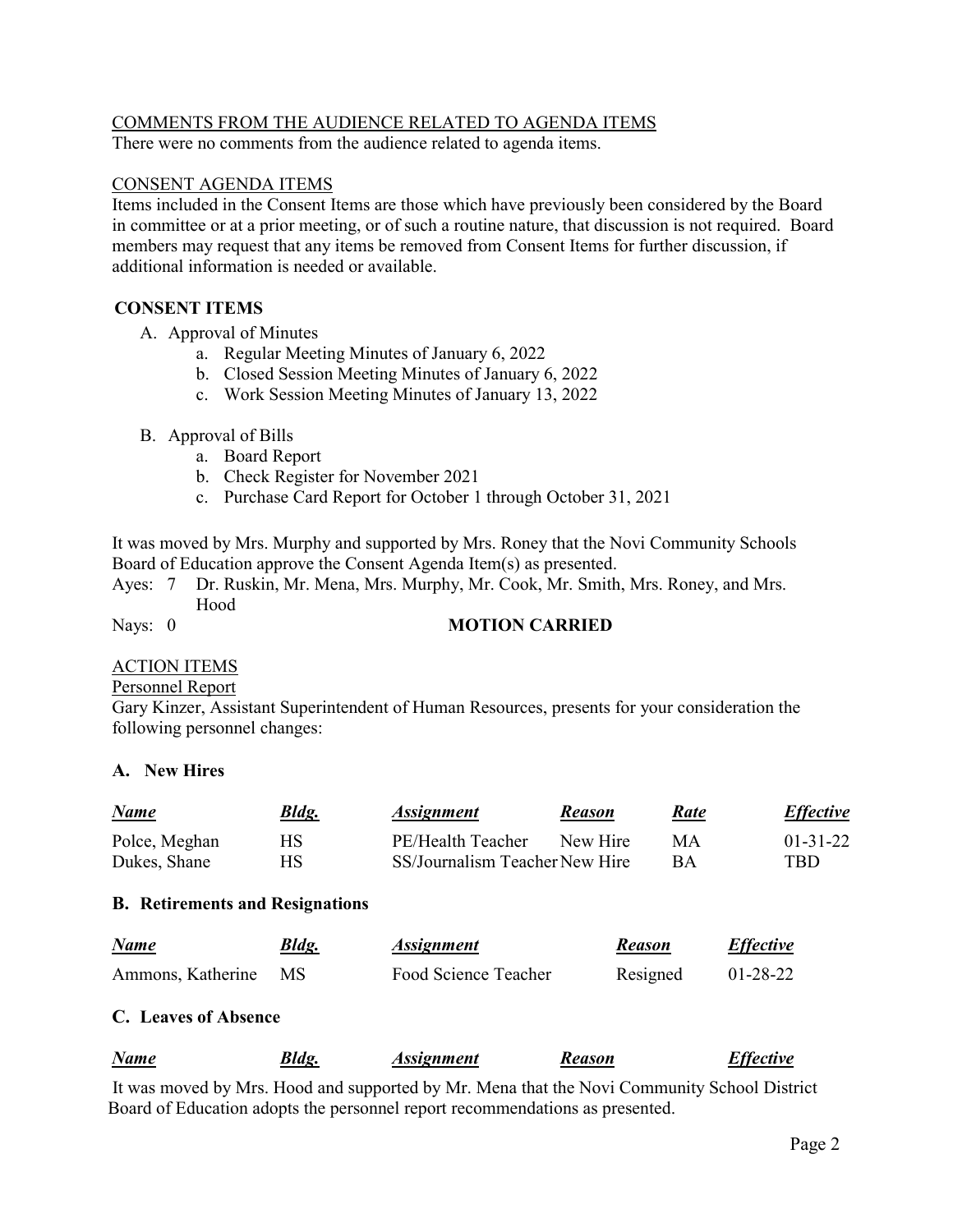COMMENTS FROM THE AUDIENCE RELATED TO AGENDA ITEMS

There were no comments from the audience related to agenda items.

CONSENT AGENDA ITEMS

Items included in the Consent Items are those which have previously been considered by the Board in committee or at a prior meeting, or of such a routine nature, that discussion is not required. Board members may request that any items be removed from Consent Items for further discussion, if additional information is needed or available.

**CONSENT ITEMS**

A. Approval of Minutes
   a. Regular Meeting Minutes of January 6, 2022
   b. Closed Session Meeting Minutes of January 6, 2022
   c. Work Session Meeting Minutes of January 13, 2022

B. Approval of Bills
   a. Board Report
   b. Check Register for November 2021
   c. Purchase Card Report for October 1 through October 31, 2021

It was moved by Mrs. Murphy and supported by Mrs. Roney that the Novi Community Schools Board of Education approve the Consent Agenda Item(s) as presented.

Ayes: 7 Dr. Ruskin, Mr. Mena, Mrs. Murphy, Mr. Cook, Mr. Smith, Mrs. Roney, and Mrs. Hood

Nays: 0 **MOTION CARRIED**

ACTION ITEMS

Personnel Report

Gary Kinzer, Assistant Superintendent of Human Resources, presents for your consideration the following personnel changes:

**A. New Hires**

| ***Name*** | ***Bldg.*** | ***Assignment*** | ***Reason*** | ***Rate*** | ***Effective*** |
|---|---|---|---|---|---|
| Polce, Meghan | HS | PE/Health Teacher | New Hire | MA | 01-31-22 |
| Dukes, Shane | HS | SS/Journalism Teacher | New Hire | BA | TBD |

**B. Retirements and Resignations**

| ***Name*** | ***Bldg.*** | ***Assignment*** | ***Reason*** | ***Effective*** |
|---|---|---|---|---|
| Ammons, Katherine | MS | Food Science Teacher | Resigned | 01-28-22 |

**C. Leaves of Absence**

| ***Name*** | ***Bldg.*** | ***Assignment*** | ***Reason*** | ***Effective*** |
|---|---|---|---|---|

It was moved by Mrs. Hood and supported by Mr. Mena that the Novi Community School District Board of Education adopts the personnel report recommendations as presented.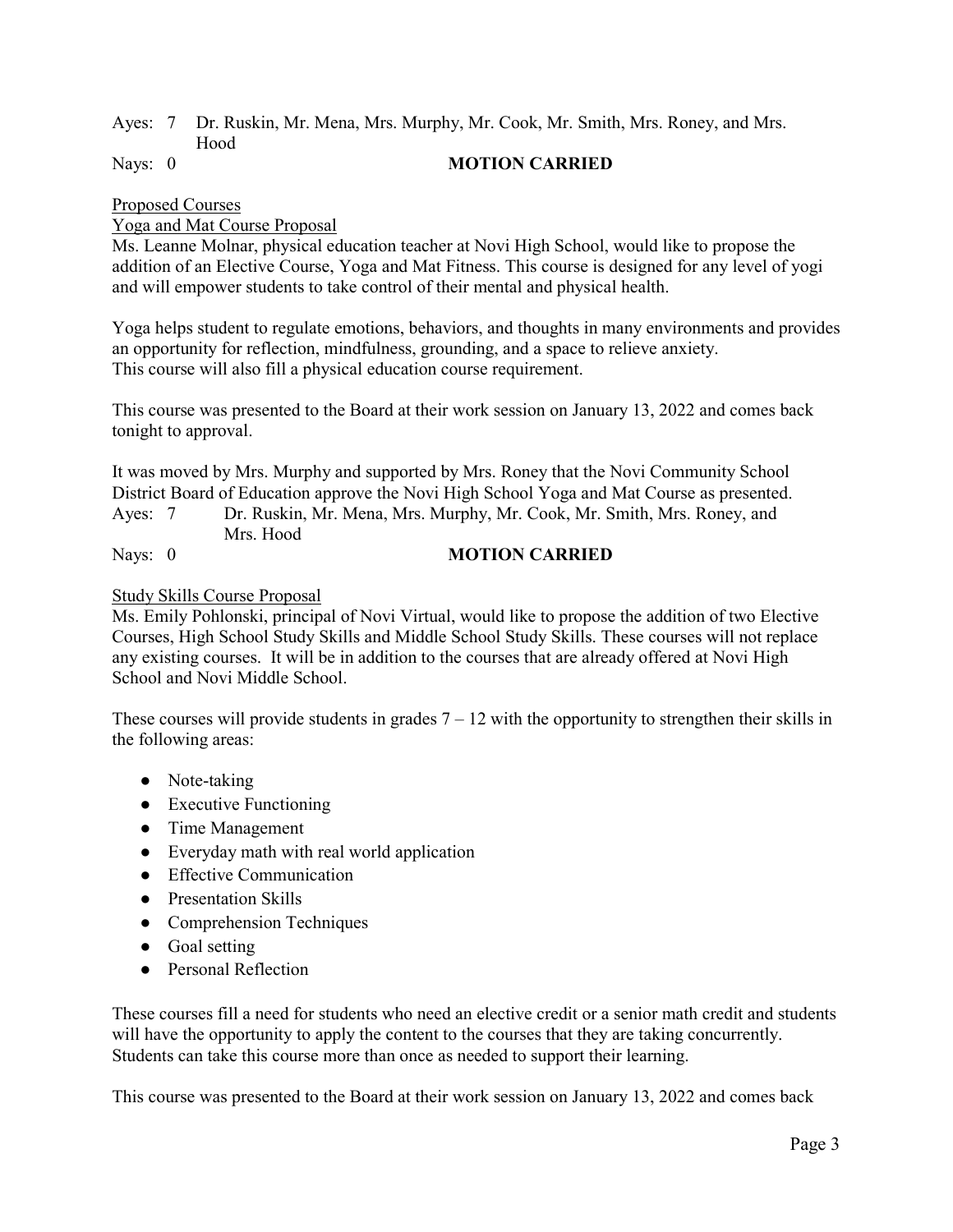Ayes: 7 Dr. Ruskin, Mr. Mena, Mrs. Murphy, Mr. Cook, Mr. Smith, Mrs. Roney, and Mrs. Hood

Nays: 0 **MOTION CARRIED**

Proposed Courses

Yoga and Mat Course Proposal

Ms. Leanne Molnar, physical education teacher at Novi High School, would like to propose the addition of an Elective Course, Yoga and Mat Fitness. This course is designed for any level of yogi and will empower students to take control of their mental and physical health.

Yoga helps student to regulate emotions, behaviors, and thoughts in many environments and provides an opportunity for reflection, mindfulness, grounding, and a space to relieve anxiety.
This course will also fill a physical education course requirement.

This course was presented to the Board at their work session on January 13, 2022 and comes back tonight to approval.

It was moved by Mrs. Murphy and supported by Mrs. Roney that the Novi Community School District Board of Education approve the Novi High School Yoga and Mat Course as presented.

Ayes: 7 Dr. Ruskin, Mr. Mena, Mrs. Murphy, Mr. Cook, Mr. Smith, Mrs. Roney, and Mrs. Hood

Nays: 0 **MOTION CARRIED**

Study Skills Course Proposal

Ms. Emily Pohlonski, principal of Novi Virtual, would like to propose the addition of two Elective Courses, High School Study Skills and Middle School Study Skills. These courses will not replace any existing courses. It will be in addition to the courses that are already offered at Novi High School and Novi Middle School.

These courses will provide students in grades 7 – 12 with the opportunity to strengthen their skills in the following areas:

- Note-taking
- Executive Functioning
- Time Management
- Everyday math with real world application
- Effective Communication
- Presentation Skills
- Comprehension Techniques
- Goal setting
- Personal Reflection

These courses fill a need for students who need an elective credit or a senior math credit and students will have the opportunity to apply the content to the courses that they are taking concurrently. Students can take this course more than once as needed to support their learning.

This course was presented to the Board at their work session on January 13, 2022 and comes back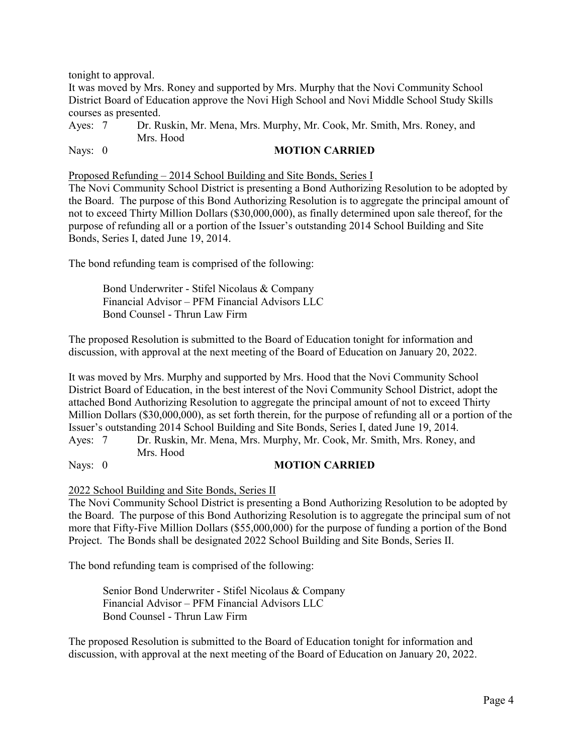tonight to approval.

It was moved by Mrs. Roney and supported by Mrs. Murphy that the Novi Community School District Board of Education approve the Novi High School and Novi Middle School Study Skills courses as presented.

Ayes: 7 Dr. Ruskin, Mr. Mena, Mrs. Murphy, Mr. Cook, Mr. Smith, Mrs. Roney, and Mrs. Hood

Nays: 0 **MOTION CARRIED**

Proposed Refunding – 2014 School Building and Site Bonds, Series I

The Novi Community School District is presenting a Bond Authorizing Resolution to be adopted by the Board. The purpose of this Bond Authorizing Resolution is to aggregate the principal amount of not to exceed Thirty Million Dollars ($30,000,000), as finally determined upon sale thereof, for the purpose of refunding all or a portion of the Issuer's outstanding 2014 School Building and Site Bonds, Series I, dated June 19, 2014.

The bond refunding team is comprised of the following:

Bond Underwriter - Stifel Nicolaus & Company
Financial Advisor – PFM Financial Advisors LLC
Bond Counsel - Thrun Law Firm

The proposed Resolution is submitted to the Board of Education tonight for information and discussion, with approval at the next meeting of the Board of Education on January 20, 2022.

It was moved by Mrs. Murphy and supported by Mrs. Hood that the Novi Community School District Board of Education, in the best interest of the Novi Community School District, adopt the attached Bond Authorizing Resolution to aggregate the principal amount of not to exceed Thirty Million Dollars ($30,000,000), as set forth therein, for the purpose of refunding all or a portion of the Issuer's outstanding 2014 School Building and Site Bonds, Series I, dated June 19, 2014.

Ayes: 7 Dr. Ruskin, Mr. Mena, Mrs. Murphy, Mr. Cook, Mr. Smith, Mrs. Roney, and Mrs. Hood

Nays: 0 **MOTION CARRIED**

2022 School Building and Site Bonds, Series II

The Novi Community School District is presenting a Bond Authorizing Resolution to be adopted by the Board. The purpose of this Bond Authorizing Resolution is to aggregate the principal sum of not more that Fifty-Five Million Dollars ($55,000,000) for the purpose of funding a portion of the Bond Project. The Bonds shall be designated 2022 School Building and Site Bonds, Series II.

The bond refunding team is comprised of the following:

Senior Bond Underwriter - Stifel Nicolaus & Company
Financial Advisor – PFM Financial Advisors LLC
Bond Counsel - Thrun Law Firm

The proposed Resolution is submitted to the Board of Education tonight for information and discussion, with approval at the next meeting of the Board of Education on January 20, 2022.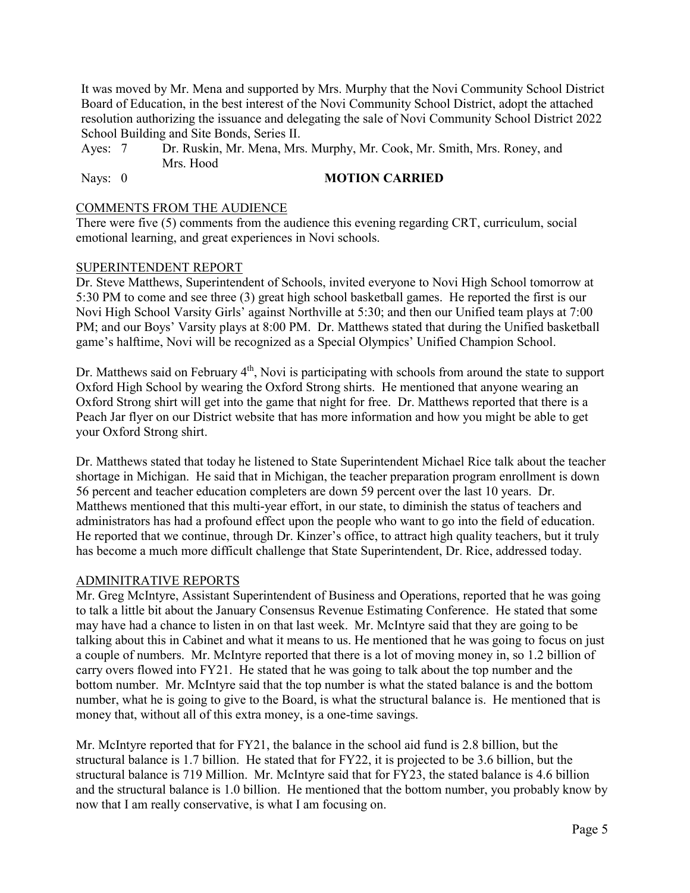It was moved by Mr. Mena and supported by Mrs. Murphy that the Novi Community School District Board of Education, in the best interest of the Novi Community School District, adopt the attached resolution authorizing the issuance and delegating the sale of Novi Community School District 2022 School Building and Site Bonds, Series II.

Ayes: 7 Dr. Ruskin, Mr. Mena, Mrs. Murphy, Mr. Cook, Mr. Smith, Mrs. Roney, and Mrs. Hood

Nays: 0 **MOTION CARRIED**

COMMENTS FROM THE AUDIENCE

There were five (5) comments from the audience this evening regarding CRT, curriculum, social emotional learning, and great experiences in Novi schools.

SUPERINTENDENT REPORT

Dr. Steve Matthews, Superintendent of Schools, invited everyone to Novi High School tomorrow at 5:30 PM to come and see three (3) great high school basketball games. He reported the first is our Novi High School Varsity Girls' against Northville at 5:30; and then our Unified team plays at 7:00 PM; and our Boys' Varsity plays at 8:00 PM. Dr. Matthews stated that during the Unified basketball game's halftime, Novi will be recognized as a Special Olympics' Unified Champion School.

Dr. Matthews said on February 4th, Novi is participating with schools from around the state to support Oxford High School by wearing the Oxford Strong shirts. He mentioned that anyone wearing an Oxford Strong shirt will get into the game that night for free. Dr. Matthews reported that there is a Peach Jar flyer on our District website that has more information and how you might be able to get your Oxford Strong shirt.

Dr. Matthews stated that today he listened to State Superintendent Michael Rice talk about the teacher shortage in Michigan. He said that in Michigan, the teacher preparation program enrollment is down 56 percent and teacher education completers are down 59 percent over the last 10 years. Dr. Matthews mentioned that this multi-year effort, in our state, to diminish the status of teachers and administrators has had a profound effect upon the people who want to go into the field of education. He reported that we continue, through Dr. Kinzer's office, to attract high quality teachers, but it truly has become a much more difficult challenge that State Superintendent, Dr. Rice, addressed today.

ADMINITRATIVE REPORTS

Mr. Greg McIntyre, Assistant Superintendent of Business and Operations, reported that he was going to talk a little bit about the January Consensus Revenue Estimating Conference. He stated that some may have had a chance to listen in on that last week. Mr. McIntyre said that they are going to be talking about this in Cabinet and what it means to us. He mentioned that he was going to focus on just a couple of numbers. Mr. McIntyre reported that there is a lot of moving money in, so 1.2 billion of carry overs flowed into FY21. He stated that he was going to talk about the top number and the bottom number. Mr. McIntyre said that the top number is what the stated balance is and the bottom number, what he is going to give to the Board, is what the structural balance is. He mentioned that is money that, without all of this extra money, is a one-time savings.

Mr. McIntyre reported that for FY21, the balance in the school aid fund is 2.8 billion, but the structural balance is 1.7 billion. He stated that for FY22, it is projected to be 3.6 billion, but the structural balance is 719 Million. Mr. McIntyre said that for FY23, the stated balance is 4.6 billion and the structural balance is 1.0 billion. He mentioned that the bottom number, you probably know by now that I am really conservative, is what I am focusing on.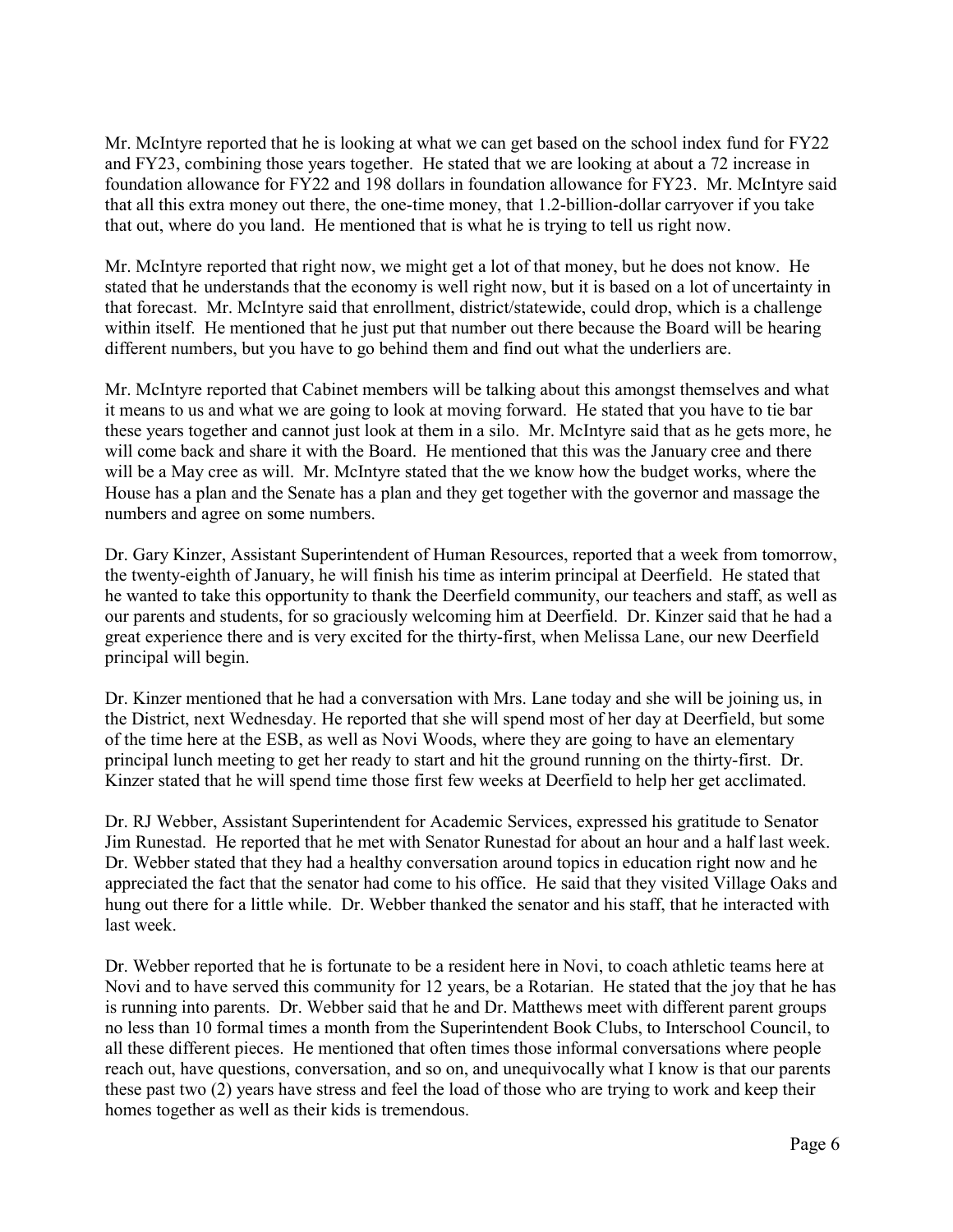Mr. McIntyre reported that he is looking at what we can get based on the school index fund for FY22 and FY23, combining those years together. He stated that we are looking at about a 72 increase in foundation allowance for FY22 and 198 dollars in foundation allowance for FY23. Mr. McIntyre said that all this extra money out there, the one-time money, that 1.2-billion-dollar carryover if you take that out, where do you land. He mentioned that is what he is trying to tell us right now.

Mr. McIntyre reported that right now, we might get a lot of that money, but he does not know. He stated that he understands that the economy is well right now, but it is based on a lot of uncertainty in that forecast. Mr. McIntyre said that enrollment, district/statewide, could drop, which is a challenge within itself. He mentioned that he just put that number out there because the Board will be hearing different numbers, but you have to go behind them and find out what the underliers are.

Mr. McIntyre reported that Cabinet members will be talking about this amongst themselves and what it means to us and what we are going to look at moving forward. He stated that you have to tie bar these years together and cannot just look at them in a silo. Mr. McIntyre said that as he gets more, he will come back and share it with the Board. He mentioned that this was the January cree and there will be a May cree as will. Mr. McIntyre stated that the we know how the budget works, where the House has a plan and the Senate has a plan and they get together with the governor and massage the numbers and agree on some numbers.

Dr. Gary Kinzer, Assistant Superintendent of Human Resources, reported that a week from tomorrow, the twenty-eighth of January, he will finish his time as interim principal at Deerfield. He stated that he wanted to take this opportunity to thank the Deerfield community, our teachers and staff, as well as our parents and students, for so graciously welcoming him at Deerfield. Dr. Kinzer said that he had a great experience there and is very excited for the thirty-first, when Melissa Lane, our new Deerfield principal will begin.

Dr. Kinzer mentioned that he had a conversation with Mrs. Lane today and she will be joining us, in the District, next Wednesday. He reported that she will spend most of her day at Deerfield, but some of the time here at the ESB, as well as Novi Woods, where they are going to have an elementary principal lunch meeting to get her ready to start and hit the ground running on the thirty-first. Dr. Kinzer stated that he will spend time those first few weeks at Deerfield to help her get acclimated.

Dr. RJ Webber, Assistant Superintendent for Academic Services, expressed his gratitude to Senator Jim Runestad. He reported that he met with Senator Runestad for about an hour and a half last week. Dr. Webber stated that they had a healthy conversation around topics in education right now and he appreciated the fact that the senator had come to his office. He said that they visited Village Oaks and hung out there for a little while. Dr. Webber thanked the senator and his staff, that he interacted with last week.

Dr. Webber reported that he is fortunate to be a resident here in Novi, to coach athletic teams here at Novi and to have served this community for 12 years, be a Rotarian. He stated that the joy that he has is running into parents. Dr. Webber said that he and Dr. Matthews meet with different parent groups no less than 10 formal times a month from the Superintendent Book Clubs, to Interschool Council, to all these different pieces. He mentioned that often times those informal conversations where people reach out, have questions, conversation, and so on, and unequivocally what I know is that our parents these past two (2) years have stress and feel the load of those who are trying to work and keep their homes together as well as their kids is tremendous.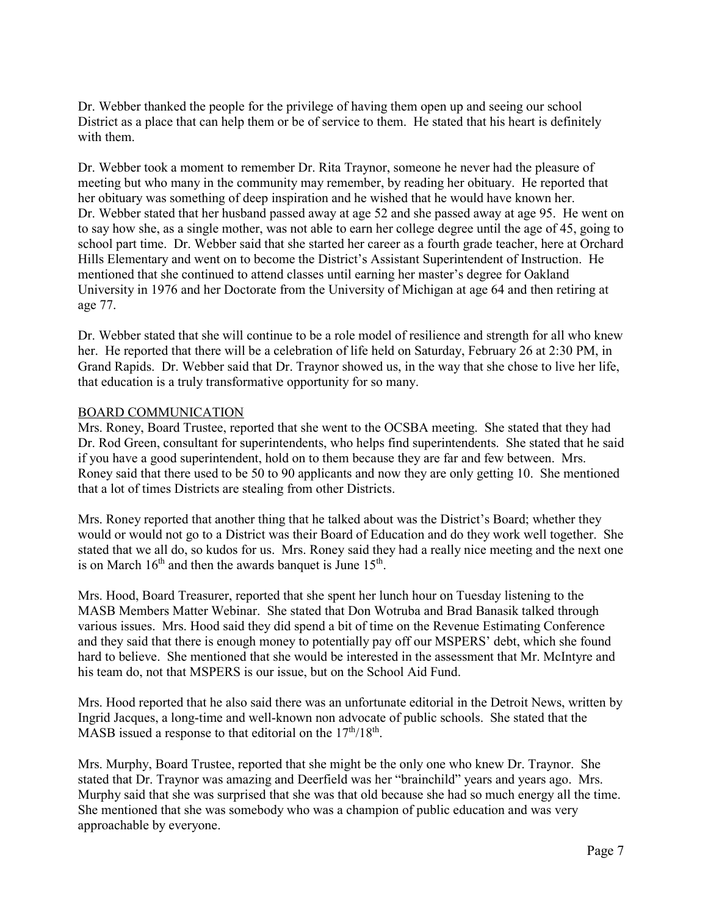Dr. Webber thanked the people for the privilege of having them open up and seeing our school District as a place that can help them or be of service to them. He stated that his heart is definitely with them.

Dr. Webber took a moment to remember Dr. Rita Traynor, someone he never had the pleasure of meeting but who many in the community may remember, by reading her obituary. He reported that her obituary was something of deep inspiration and he wished that he would have known her. Dr. Webber stated that her husband passed away at age 52 and she passed away at age 95. He went on to say how she, as a single mother, was not able to earn her college degree until the age of 45, going to school part time. Dr. Webber said that she started her career as a fourth grade teacher, here at Orchard Hills Elementary and went on to become the District's Assistant Superintendent of Instruction. He mentioned that she continued to attend classes until earning her master's degree for Oakland University in 1976 and her Doctorate from the University of Michigan at age 64 and then retiring at age 77.

Dr. Webber stated that she will continue to be a role model of resilience and strength for all who knew her. He reported that there will be a celebration of life held on Saturday, February 26 at 2:30 PM, in Grand Rapids. Dr. Webber said that Dr. Traynor showed us, in the way that she chose to live her life, that education is a truly transformative opportunity for so many.

BOARD COMMUNICATION

Mrs. Roney, Board Trustee, reported that she went to the OCSBA meeting. She stated that they had Dr. Rod Green, consultant for superintendents, who helps find superintendents. She stated that he said if you have a good superintendent, hold on to them because they are far and few between. Mrs. Roney said that there used to be 50 to 90 applicants and now they are only getting 10. She mentioned that a lot of times Districts are stealing from other Districts.

Mrs. Roney reported that another thing that he talked about was the District's Board; whether they would or would not go to a District was their Board of Education and do they work well together. She stated that we all do, so kudos for us. Mrs. Roney said they had a really nice meeting and the next one is on March 16th and then the awards banquet is June 15th.

Mrs. Hood, Board Treasurer, reported that she spent her lunch hour on Tuesday listening to the MASB Members Matter Webinar. She stated that Don Wotruba and Brad Banasik talked through various issues. Mrs. Hood said they did spend a bit of time on the Revenue Estimating Conference and they said that there is enough money to potentially pay off our MSPERS' debt, which she found hard to believe. She mentioned that she would be interested in the assessment that Mr. McIntyre and his team do, not that MSPERS is our issue, but on the School Aid Fund.

Mrs. Hood reported that he also said there was an unfortunate editorial in the Detroit News, written by Ingrid Jacques, a long-time and well-known non advocate of public schools. She stated that the MASB issued a response to that editorial on the 17th/18th.

Mrs. Murphy, Board Trustee, reported that she might be the only one who knew Dr. Traynor. She stated that Dr. Traynor was amazing and Deerfield was her "brainchild" years and years ago. Mrs. Murphy said that she was surprised that she was that old because she had so much energy all the time. She mentioned that she was somebody who was a champion of public education and was very approachable by everyone.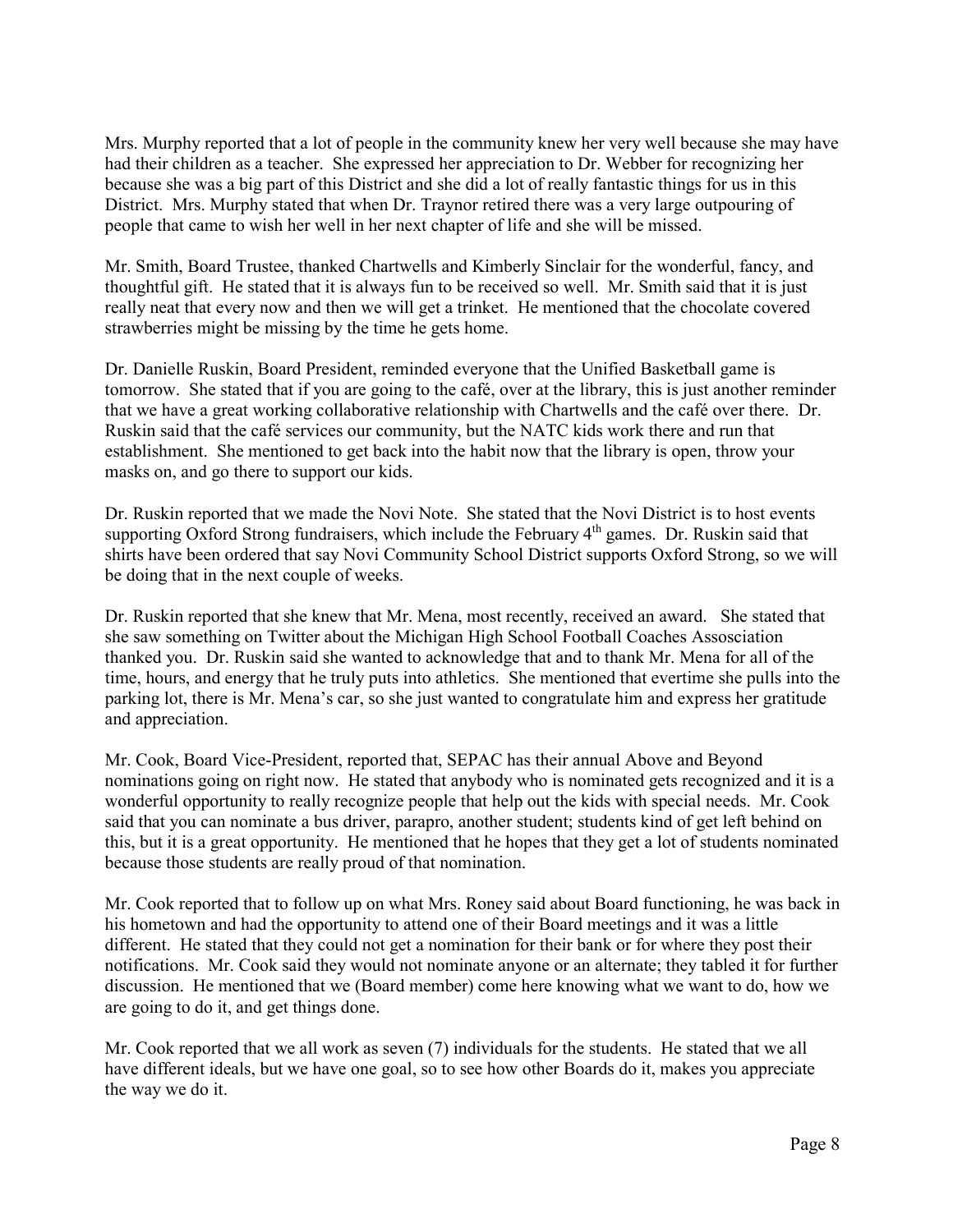Mrs. Murphy reported that a lot of people in the community knew her very well because she may have had their children as a teacher. She expressed her appreciation to Dr. Webber for recognizing her because she was a big part of this District and she did a lot of really fantastic things for us in this District. Mrs. Murphy stated that when Dr. Traynor retired there was a very large outpouring of people that came to wish her well in her next chapter of life and she will be missed.

Mr. Smith, Board Trustee, thanked Chartwells and Kimberly Sinclair for the wonderful, fancy, and thoughtful gift. He stated that it is always fun to be received so well. Mr. Smith said that it is just really neat that every now and then we will get a trinket. He mentioned that the chocolate covered strawberries might be missing by the time he gets home.

Dr. Danielle Ruskin, Board President, reminded everyone that the Unified Basketball game is tomorrow. She stated that if you are going to the café, over at the library, this is just another reminder that we have a great working collaborative relationship with Chartwells and the café over there. Dr. Ruskin said that the café services our community, but the NATC kids work there and run that establishment. She mentioned to get back into the habit now that the library is open, throw your masks on, and go there to support our kids.

Dr. Ruskin reported that we made the Novi Note. She stated that the Novi District is to host events supporting Oxford Strong fundraisers, which include the February 4th games. Dr. Ruskin said that shirts have been ordered that say Novi Community School District supports Oxford Strong, so we will be doing that in the next couple of weeks.

Dr. Ruskin reported that she knew that Mr. Mena, most recently, received an award. She stated that she saw something on Twitter about the Michigan High School Football Coaches Assosciation thanked you. Dr. Ruskin said she wanted to acknowledge that and to thank Mr. Mena for all of the time, hours, and energy that he truly puts into athletics. She mentioned that evertime she pulls into the parking lot, there is Mr. Mena's car, so she just wanted to congratulate him and express her gratitude and appreciation.

Mr. Cook, Board Vice-President, reported that, SEPAC has their annual Above and Beyond nominations going on right now. He stated that anybody who is nominated gets recognized and it is a wonderful opportunity to really recognize people that help out the kids with special needs. Mr. Cook said that you can nominate a bus driver, parapro, another student; students kind of get left behind on this, but it is a great opportunity. He mentioned that he hopes that they get a lot of students nominated because those students are really proud of that nomination.

Mr. Cook reported that to follow up on what Mrs. Roney said about Board functioning, he was back in his hometown and had the opportunity to attend one of their Board meetings and it was a little different. He stated that they could not get a nomination for their bank or for where they post their notifications. Mr. Cook said they would not nominate anyone or an alternate; they tabled it for further discussion. He mentioned that we (Board member) come here knowing what we want to do, how we are going to do it, and get things done.

Mr. Cook reported that we all work as seven (7) individuals for the students. He stated that we all have different ideals, but we have one goal, so to see how other Boards do it, makes you appreciate the way we do it.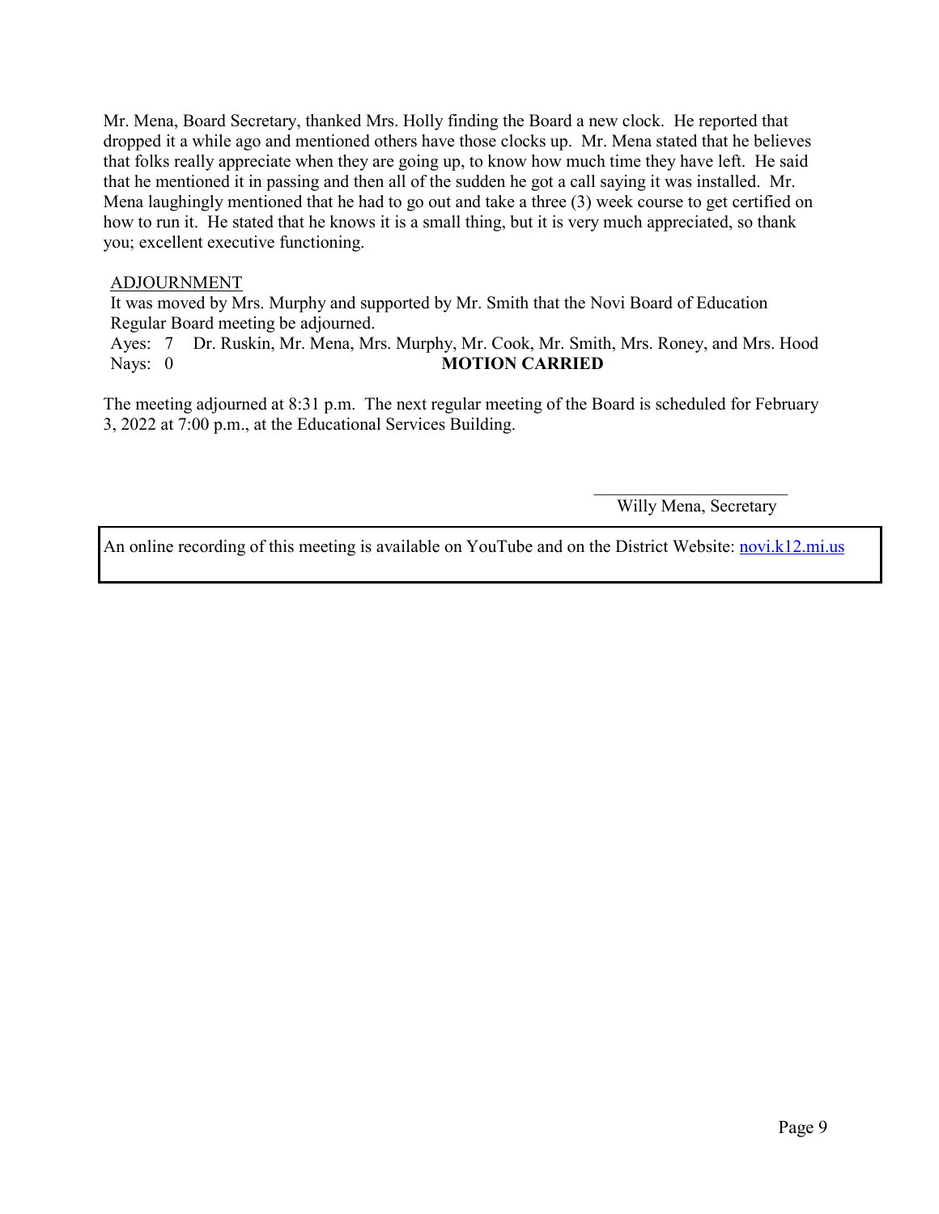Mr. Mena, Board Secretary, thanked Mrs. Holly finding the Board a new clock. He reported that dropped it a while ago and mentioned others have those clocks up. Mr. Mena stated that he believes that folks really appreciate when they are going up, to know how much time they have left. He said that he mentioned it in passing and then all of the sudden he got a call saying it was installed. Mr. Mena laughingly mentioned that he had to go out and take a three (3) week course to get certified on how to run it. He stated that he knows it is a small thing, but it is very much appreciated, so thank you; excellent executive functioning.

ADJOURNMENT

It was moved by Mrs. Murphy and supported by Mr. Smith that the Novi Board of Education Regular Board meeting be adjourned.

Ayes: 7 Dr. Ruskin, Mr. Mena, Mrs. Murphy, Mr. Cook, Mr. Smith, Mrs. Roney, and Mrs. Hood

Nays: 0 **MOTION CARRIED**

The meeting adjourned at 8:31 p.m. The next regular meeting of the Board is scheduled for February 3, 2022 at 7:00 p.m., at the Educational Services Building.

\_\_\_\_\_\_\_\_\_\_\_\_\_\_\_\_\_\_\_\_\_\_

Willy Mena, Secretary

An online recording of this meeting is available on YouTube and on the District Website: [novi.k12.mi.us](novi.k12.mi.us)